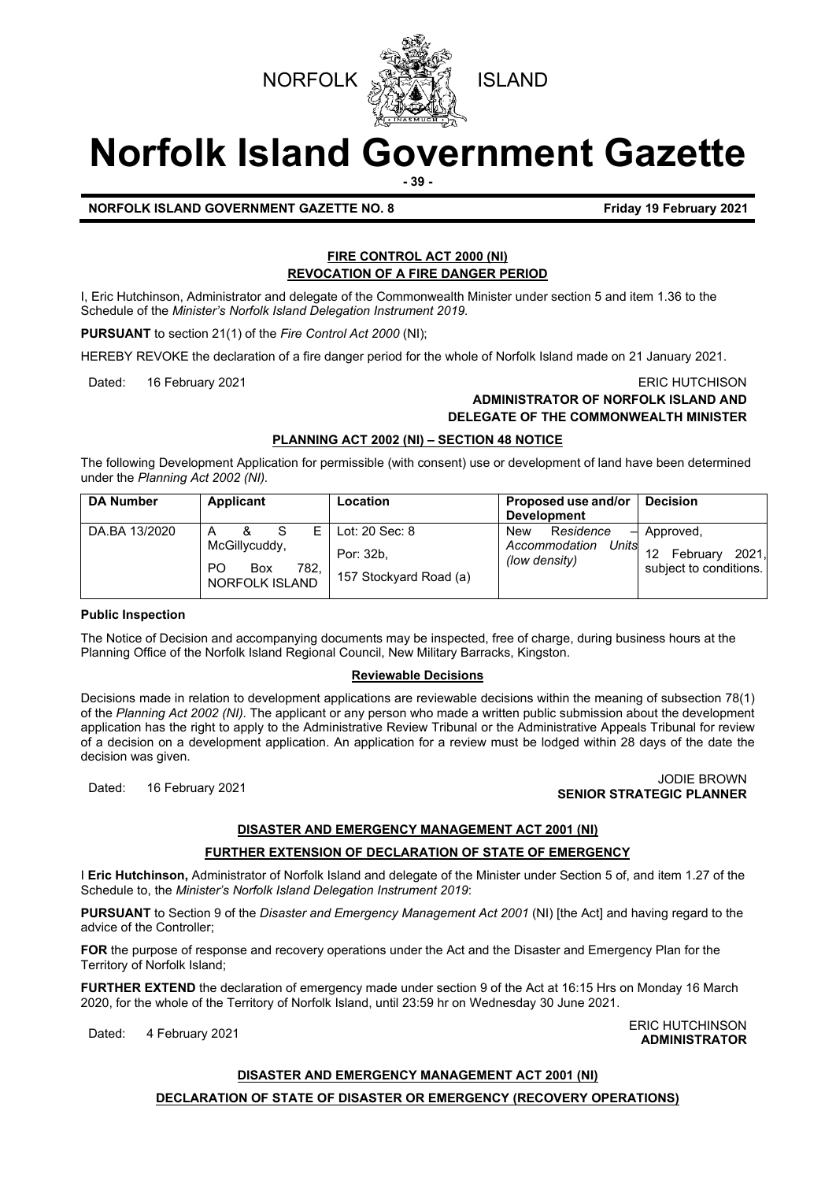NORFOLK ISLAND

# Norfolk Island Government Gazette

**NORFOLK ISLAND GOVERNMENT GAZETTE NO. 8** **Friday 19 February 2021**

## FIRE CONTROL ACT 2000 (NI)
## REVOCATION OF A FIRE DANGER PERIOD

I, Eric Hutchinson, Administrator and delegate of the Commonwealth Minister under section 5 and item 1.36 to the Schedule of the *Minister's Norfolk Island Delegation Instrument 2019*.

**PURSUANT** to section 21(1) of the *Fire Control Act 2000* (NI);

HEREBY REVOKE the declaration of a fire danger period for the whole of Norfolk Island made on 21 January 2021.

Dated: 16 February 2021

ERIC HUTCHISON
**ADMINISTRATOR OF NORFOLK ISLAND AND DELEGATE OF THE COMMONWEALTH MINISTER**

## PLANNING ACT 2002 (NI) – SECTION 48 NOTICE

The following Development Application for permissible (with consent) use or development of land have been determined under the *Planning Act 2002 (NI)*.

| DA Number | Applicant | Location | Proposed use and/or Development | Decision |
|---|---|---|---|---|
| DA.BA 13/2020 | A & S E McGillycuddy, PO Box 782, NORFOLK ISLAND | Lot: 20 Sec: 8 Por: 32b, 157 Stockyard Road (a) | New Residence – *Accommodation Units (low density)* | Approved, 12 February 2021, subject to conditions. |

**Public Inspection**

The Notice of Decision and accompanying documents may be inspected, free of charge, during business hours at the Planning Office of the Norfolk Island Regional Council, New Military Barracks, Kingston.

**Reviewable Decisions**

Decisions made in relation to development applications are reviewable decisions within the meaning of subsection 78(1) of the *Planning Act 2002 (NI)*. The applicant or any person who made a written public submission about the development application has the right to apply to the Administrative Review Tribunal or the Administrative Appeals Tribunal for review of a decision on a development application. An application for a review must be lodged within 28 days of the date the decision was given.

Dated: 16 February 2021

JODIE BROWN
**SENIOR STRATEGIC PLANNER**

## DISASTER AND EMERGENCY MANAGEMENT ACT 2001 (NI)
## FURTHER EXTENSION OF DECLARATION OF STATE OF EMERGENCY

I **Eric Hutchinson,** Administrator of Norfolk Island and delegate of the Minister under Section 5 of, and item 1.27 of the Schedule to, the *Minister's Norfolk Island Delegation Instrument 2019*:

**PURSUANT** to Section 9 of the *Disaster and Emergency Management Act 2001* (NI) [the Act] and having regard to the advice of the Controller;

**FOR** the purpose of response and recovery operations under the Act and the Disaster and Emergency Plan for the Territory of Norfolk Island;

**FURTHER EXTEND** the declaration of emergency made under section 9 of the Act at 16:15 Hrs on Monday 16 March 2020, for the whole of the Territory of Norfolk Island, until 23:59 hr on Wednesday 30 June 2021.

Dated: 4 February 2021

ERIC HUTCHINSON
**ADMINISTRATOR**

## DISASTER AND EMERGENCY MANAGEMENT ACT 2001 (NI)
## DECLARATION OF STATE OF DISASTER OR EMERGENCY (RECOVERY OPERATIONS)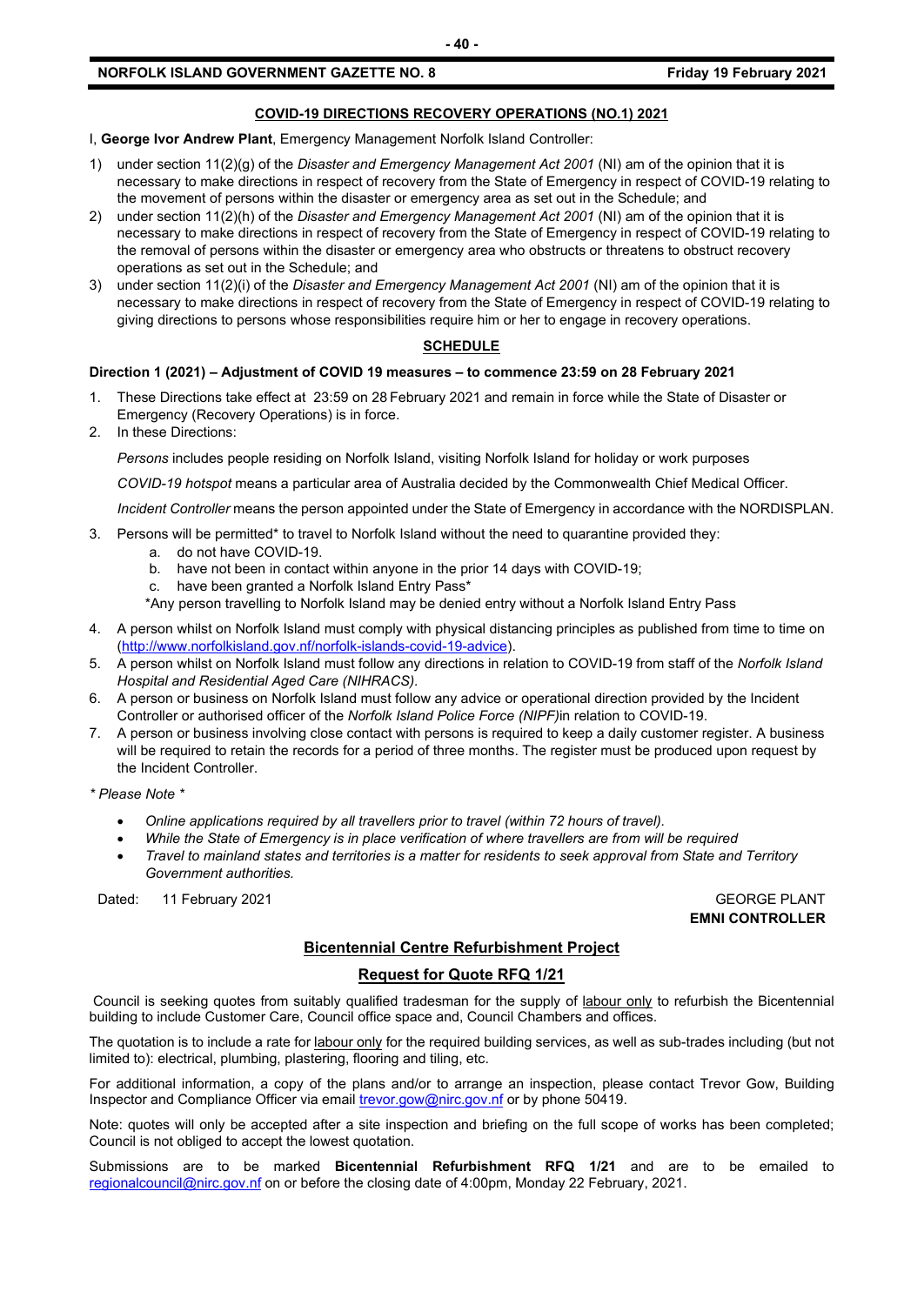## COVID-19 DIRECTIONS RECOVERY OPERATIONS (NO.1) 2021

I, **George Ivor Andrew Plant**, Emergency Management Norfolk Island Controller:

1) under section 11(2)(g) of the *Disaster and Emergency Management Act 2001* (NI) am of the opinion that it is necessary to make directions in respect of recovery from the State of Emergency in respect of COVID-19 relating to the movement of persons within the disaster or emergency area as set out in the Schedule; and
2) under section 11(2)(h) of the *Disaster and Emergency Management Act 2001* (NI) am of the opinion that it is necessary to make directions in respect of recovery from the State of Emergency in respect of COVID-19 relating to the removal of persons within the disaster or emergency area who obstructs or threatens to obstruct recovery operations as set out in the Schedule; and
3) under section 11(2)(i) of the *Disaster and Emergency Management Act 2001* (NI) am of the opinion that it is necessary to make directions in respect of recovery from the State of Emergency in respect of COVID-19 relating to giving directions to persons whose responsibilities require him or her to engage in recovery operations.

## SCHEDULE

**Direction 1 (2021) – Adjustment of COVID 19 measures – to commence 23:59 on 28 February 2021**

1. These Directions take effect at 23:59 on 28 February 2021 and remain in force while the State of Disaster or Emergency (Recovery Operations) is in force.
2. In these Directions:

   *Persons* includes people residing on Norfolk Island, visiting Norfolk Island for holiday or work purposes

   *COVID-19 hotspot* means a particular area of Australia decided by the Commonwealth Chief Medical Officer.

   *Incident Controller* means the person appointed under the State of Emergency in accordance with the NORDISPLAN.

3. Persons will be permitted* to travel to Norfolk Island without the need to quarantine provided they:
   a. do not have COVID-19.
   b. have not been in contact within anyone in the prior 14 days with COVID-19;
   c. have been granted a Norfolk Island Entry Pass*

   *Any person travelling to Norfolk Island may be denied entry without a Norfolk Island Entry Pass
4. A person whilst on Norfolk Island must comply with physical distancing principles as published from time to time on (http://www.norfolkisland.gov.nf/norfolk-islands-covid-19-advice).
5. A person whilst on Norfolk Island must follow any directions in relation to COVID-19 from staff of the *Norfolk Island Hospital and Residential Aged Care (NIHRACS).*
6. A person or business on Norfolk Island must follow any advice or operational direction provided by the Incident Controller or authorised officer of the *Norfolk Island Police Force (NIPF)*in relation to COVID-19.
7. A person or business involving close contact with persons is required to keep a daily customer register. A business will be required to retain the records for a period of three months. The register must be produced upon request by the Incident Controller.

*\* Please Note \**

- *Online applications required by all travellers prior to travel (within 72 hours of travel).*
- *While the State of Emergency is in place verification of where travellers are from will be required*
- *Travel to mainland states and territories is a matter for residents to seek approval from State and Territory Government authorities.*

Dated: 11 February 2021

GEORGE PLANT
**EMNI CONTROLLER**

## Bicentennial Centre Refurbishment Project

## Request for Quote RFQ 1/21

Council is seeking quotes from suitably qualified tradesman for the supply of labour only to refurbish the Bicentennial building to include Customer Care, Council office space and, Council Chambers and offices.

The quotation is to include a rate for labour only for the required building services, as well as sub-trades including (but not limited to): electrical, plumbing, plastering, flooring and tiling, etc.

For additional information, a copy of the plans and/or to arrange an inspection, please contact Trevor Gow, Building Inspector and Compliance Officer via email trevor.gow@nirc.gov.nf or by phone 50419.

Note: quotes will only be accepted after a site inspection and briefing on the full scope of works has been completed; Council is not obliged to accept the lowest quotation.

Submissions are to be marked **Bicentennial Refurbishment RFQ 1/21** and are to be emailed to regionalcouncil@nirc.gov.nf on or before the closing date of 4:00pm, Monday 22 February, 2021.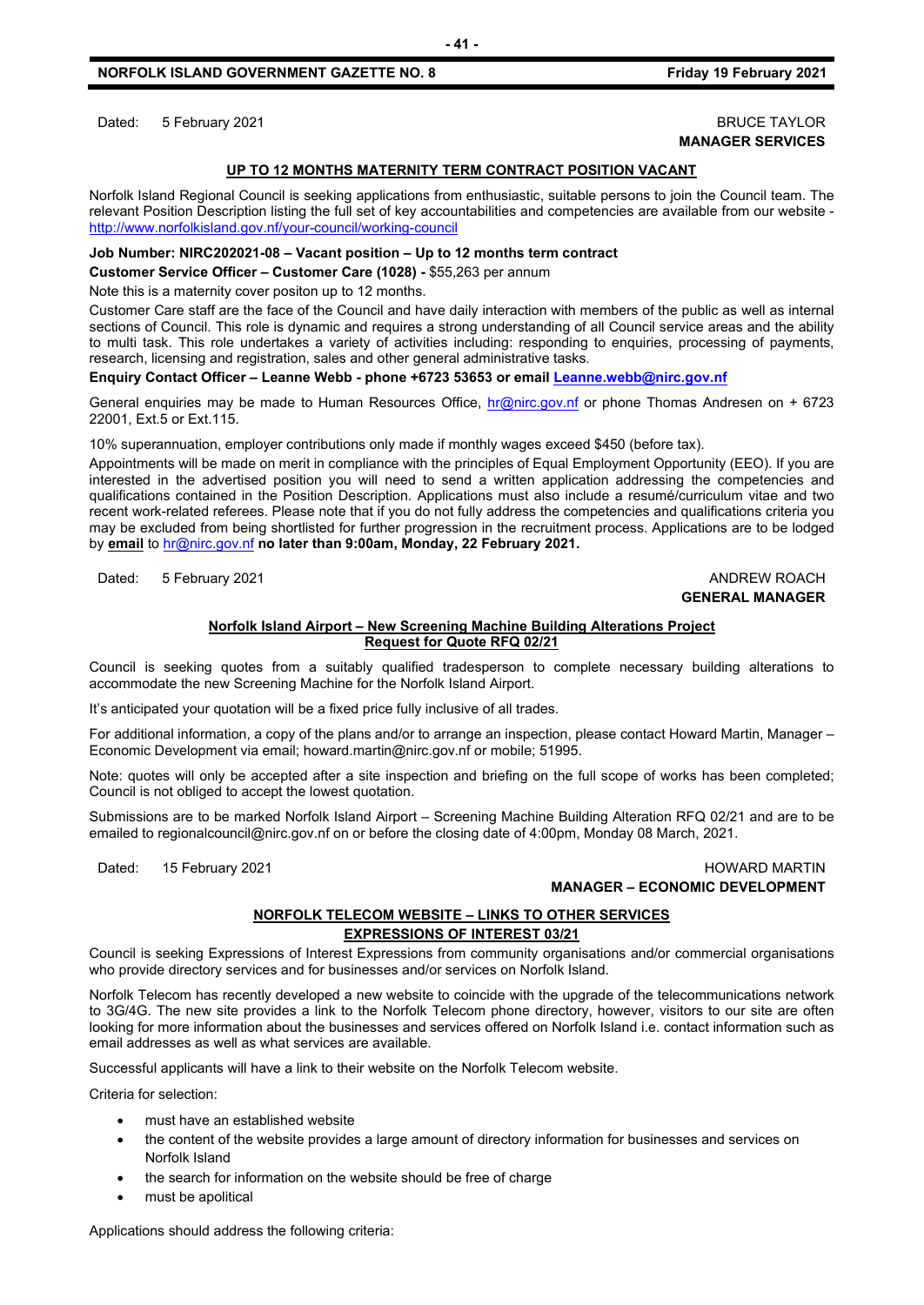Dated: 5 February 2021

BRUCE TAYLOR
**MANAGER SERVICES**

## UP TO 12 MONTHS MATERNITY TERM CONTRACT POSITION VACANT

Norfolk Island Regional Council is seeking applications from enthusiastic, suitable persons to join the Council team. The relevant Position Description listing the full set of key accountabilities and competencies are available from our website - http://www.norfolkisland.gov.nf/your-council/working-council

**Job Number: NIRC202021-08 – Vacant position – Up to 12 months term contract**

**Customer Service Officer – Customer Care (1028) -** $55,263 per annum

Note this is a maternity cover positon up to 12 months.

Customer Care staff are the face of the Council and have daily interaction with members of the public as well as internal sections of Council. This role is dynamic and requires a strong understanding of all Council service areas and the ability to multi task. This role undertakes a variety of activities including: responding to enquiries, processing of payments, research, licensing and registration, sales and other general administrative tasks.

**Enquiry Contact Officer – Leanne Webb - phone +6723 53653 or email Leanne.webb@nirc.gov.nf**

General enquiries may be made to Human Resources Office, hr@nirc.gov.nf or phone Thomas Andresen on + 6723 22001, Ext.5 or Ext.115.

10% superannuation, employer contributions only made if monthly wages exceed $450 (before tax).

Appointments will be made on merit in compliance with the principles of Equal Employment Opportunity (EEO). If you are interested in the advertised position you will need to send a written application addressing the competencies and qualifications contained in the Position Description. Applications must also include a resumé/curriculum vitae and two recent work-related referees. Please note that if you do not fully address the competencies and qualifications criteria you may be excluded from being shortlisted for further progression in the recruitment process. Applications are to be lodged by **email** to hr@nirc.gov.nf **no later than 9:00am, Monday, 22 February 2021.**

Dated: 5 February 2021

ANDREW ROACH
**GENERAL MANAGER**

## Norfolk Island Airport – New Screening Machine Building Alterations Project
## Request for Quote RFQ 02/21

Council is seeking quotes from a suitably qualified tradesperson to complete necessary building alterations to accommodate the new Screening Machine for the Norfolk Island Airport.

It's anticipated your quotation will be a fixed price fully inclusive of all trades.

For additional information, a copy of the plans and/or to arrange an inspection, please contact Howard Martin, Manager – Economic Development via email; howard.martin@nirc.gov.nf or mobile; 51995.

Note: quotes will only be accepted after a site inspection and briefing on the full scope of works has been completed; Council is not obliged to accept the lowest quotation.

Submissions are to be marked Norfolk Island Airport – Screening Machine Building Alteration RFQ 02/21 and are to be emailed to regionalcouncil@nirc.gov.nf on or before the closing date of 4:00pm, Monday 08 March, 2021.

Dated: 15 February 2021

HOWARD MARTIN
**MANAGER – ECONOMIC DEVELOPMENT**

## NORFOLK TELECOM WEBSITE – LINKS TO OTHER SERVICES
## EXPRESSIONS OF INTEREST 03/21

Council is seeking Expressions of Interest Expressions from community organisations and/or commercial organisations who provide directory services and for businesses and/or services on Norfolk Island.

Norfolk Telecom has recently developed a new website to coincide with the upgrade of the telecommunications network to 3G/4G. The new site provides a link to the Norfolk Telecom phone directory, however, visitors to our site are often looking for more information about the businesses and services offered on Norfolk Island i.e. contact information such as email addresses as well as what services are available.

Successful applicants will have a link to their website on the Norfolk Telecom website.

Criteria for selection:

- must have an established website
- the content of the website provides a large amount of directory information for businesses and services on Norfolk Island
- the search for information on the website should be free of charge
- must be apolitical

Applications should address the following criteria: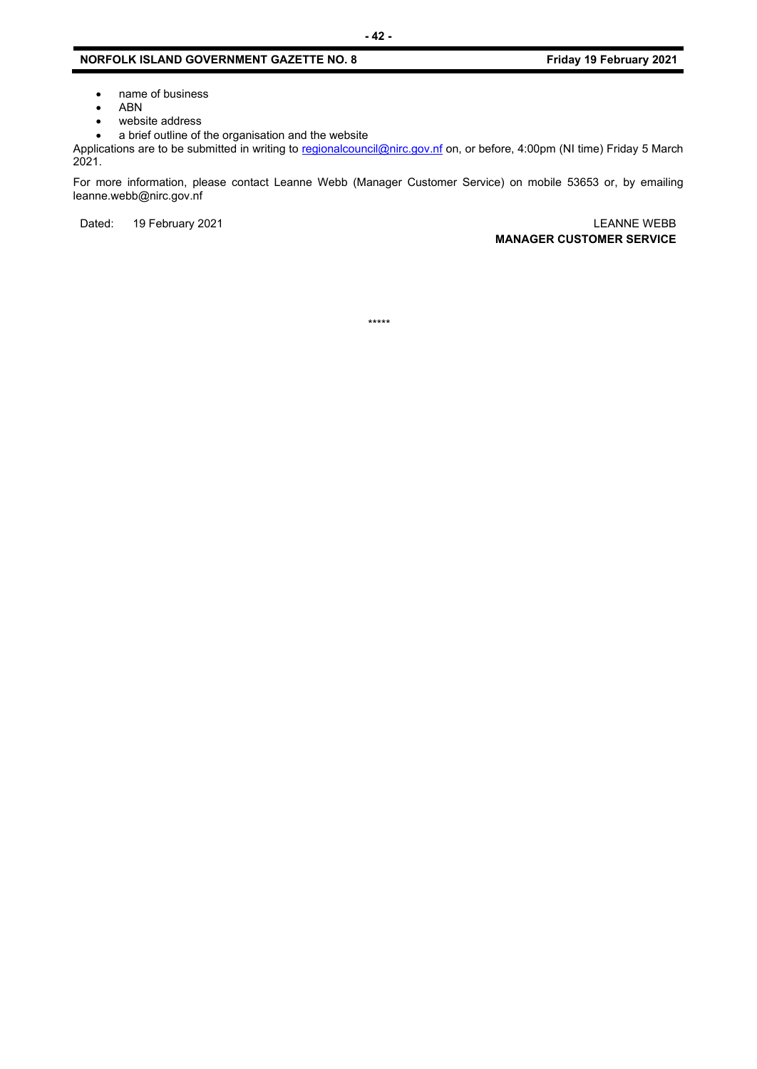- name of business
- ABN
- website address
- a brief outline of the organisation and the website

Applications are to be submitted in writing to regionalcouncil@nirc.gov.nf on, or before, 4:00pm (NI time) Friday 5 March 2021.

For more information, please contact Leanne Webb (Manager Customer Service) on mobile 53653 or, by emailing leanne.webb@nirc.gov.nf

Dated: 19 February 2021

LEANNE WEBB
**MANAGER CUSTOMER SERVICE**

*****